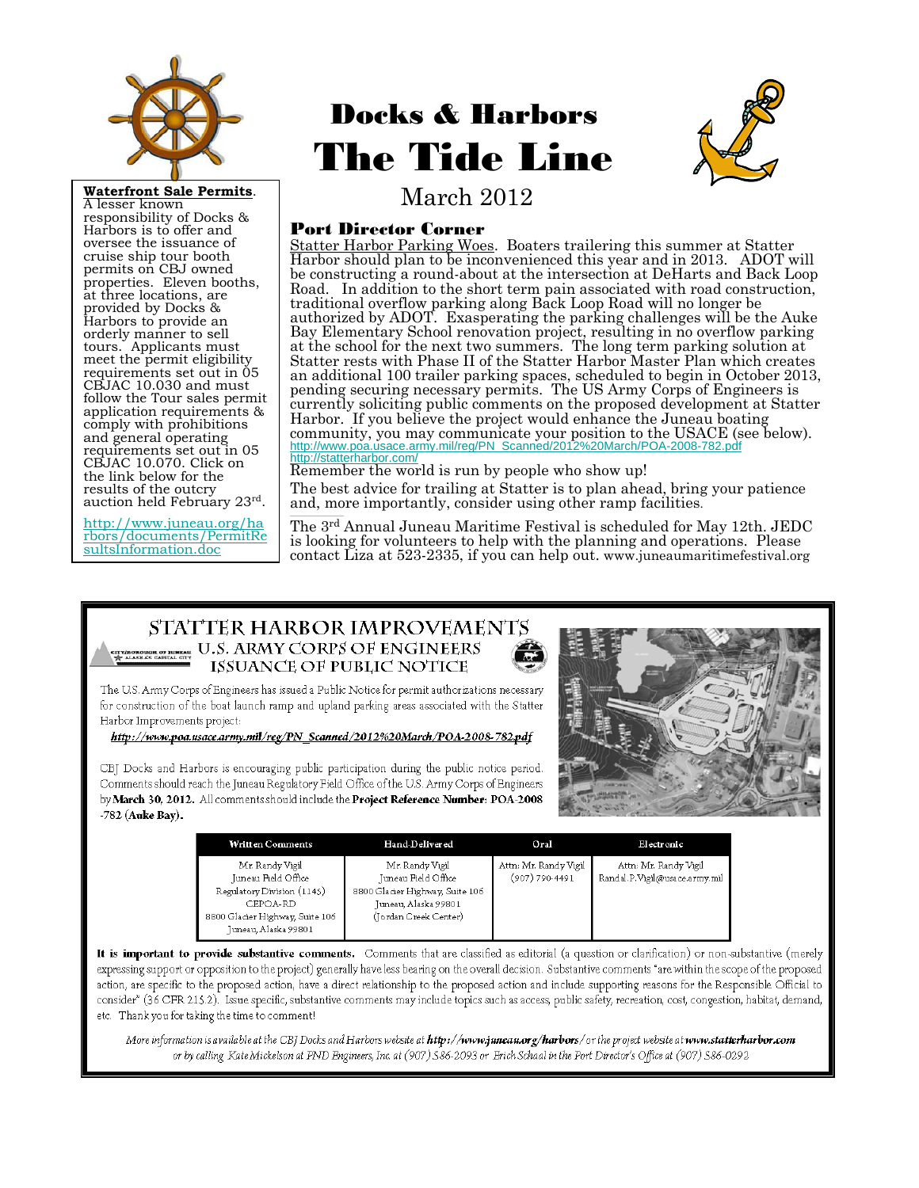# Docks & Harbors

# The Tide Line

March 2012

**Waterfront Sale Permits**. A lesser known responsibility of Docks & Harbors is to offer and oversee the issuance of cruise ship tour booth permits on CBJ owned properties. Eleven booths, at three locations, are provided by Docks & Harbors to provide an orderly manner to sell tours. Applicants must meet the permit eligibility requirements set out in 05 CBJAC 10.030 and must follow the Tour sales permit application requirements & comply with prohibitions and general operating requirements set out in 05 CBJAC 10.070. Click on the link below for the results of the outcry auction held February 23rd.

http://www.juneau.org/harbors/documents/PermitResultsInformation.doc

## Port Director Corner

Statter Harbor Parking Woes. Boaters trailering this summer at Statter Harbor should plan to be inconvenienced this year and in 2013. ADOT will be constructing a round-about at the intersection at DeHarts and Back Loop Road. In addition to the short term pain associated with road construction, traditional overflow parking along Back Loop Road will no longer be authorized by ADOT. Exasperating the parking challenges will be the Auke Bay Elementary School renovation project, resulting in no overflow parking at the school for the next two summers. The long term parking solution at Statter rests with Phase II of the Statter Harbor Master Plan which creates an additional 100 trailer parking spaces, scheduled to begin in October 2013, pending securing necessary permits. The US Army Corps of Engineers is currently soliciting public comments on the proposed development at Statter Harbor. If you believe the project would enhance the Juneau boating community, you may communicate your position to the USACE (see below).
http://www.poa.usace.army.mil/reg/PN_Scanned/2012%20March/POA-2008-782.pdf
http://statterharbor.com/
Remember the world is run by people who show up!

The best advice for trailing at Statter is to plan ahead, bring your patience and, more importantly, consider using other ramp facilities.

The 3rd Annual Juneau Maritime Festival is scheduled for May 12th. JEDC is looking for volunteers to help with the planning and operations. Please contact Liza at 523-2335, if you can help out. www.juneaumaritimefestival.org

## STATTER HARBOR IMPROVEMENTS

### U.S. ARMY CORPS OF ENGINEERS ISSUANCE OF PUBLIC NOTICE

The U.S. Army Corps of Engineers has issued a Public Notice for permit authorizations necessary for construction of the boat launch ramp and upland parking areas associated with the Statter Harbor Improvements project:

*http://www.poa.usace.army.mil/reg/PN_Scanned/2012%20March/POA-2008-782.pdf*

CBJ Docks and Harbors is encouraging public participation during the public notice period. Comments should reach the Juneau Regulatory Field Office of the U.S. Army Corps of Engineers by **March 30, 2012.** All comments should include the **Project Reference Number: POA-2008-782 (Auke Bay).**

| Written Comments | Hand-Delivered | Oral | Electronic |
|---|---|---|---|
| Mr. Randy Vigil<br>Juneau Field Office<br>Regulatory Division (1145)<br>CEPOA-RD<br>8800 Glacier Highway, Suite 106<br>Juneau, Alaska 99801 | Mr. Randy Vigil<br>Juneau Field Office<br>8800 Glacier Highway, Suite 106<br>Juneau, Alaska 99801<br>(Jordan Creek Center) | Attn: Mr. Randy Vigil<br>(907) 790-4491 | Attn: Mr. Randy Vigil<br>Randal.P.Vigil@usace.army.mil |

**It is important to provide substantive comments.** Comments that are classified as editorial (a question or clarification) or non-substantive (merely expressing support or opposition to the project) generally have less bearing on the overall decision. Substantive comments "are within the scope of the proposed action, are specific to the proposed action, have a direct relationship to the proposed action and include supporting reasons for the Responsible Official to consider" (36 CFR 215.2). Issue specific, substantive comments may include topics such as access, public safety, recreation, cost, congestion, habitat, demand, etc. Thank you for taking the time to comment!

*More information is available at the CBJ Docks and Harbors website at **http://www.juneau.org/harbors/** or the project website at **www.statterharbor.com** or by calling Kate Mickelson at PND Engineers, Inc. at (907) 586-2093 or Erich Schaal in the Port Director's Office at (907) 586-0292*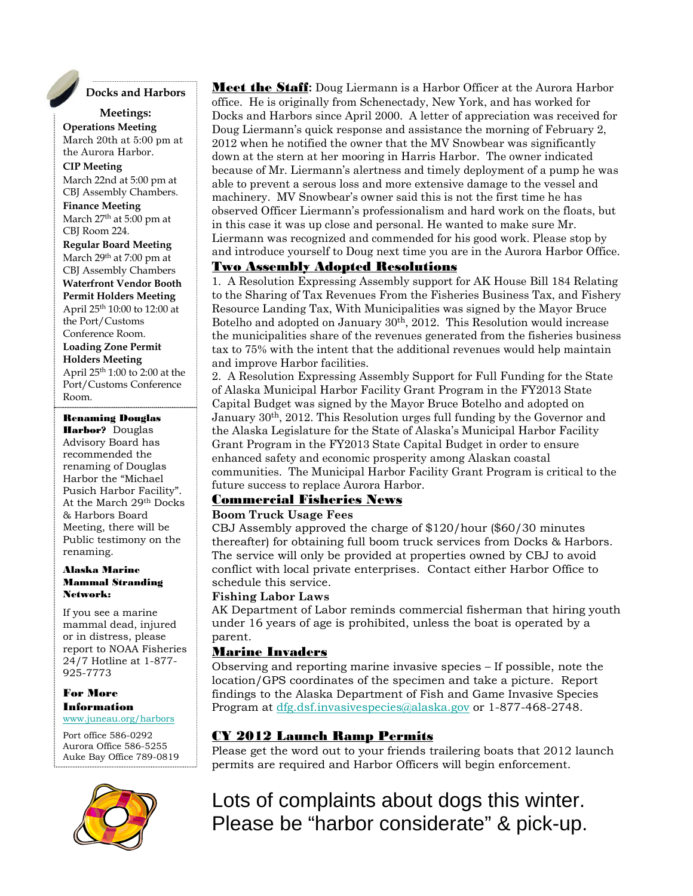## Docks and Harbors

### Meetings:

**Operations Meeting**
March 20th at 5:00 pm at the Aurora Harbor.

**CIP Meeting**
March 22nd at 5:00 pm at CBJ Assembly Chambers.

**Finance Meeting**
March 27th at 5:00 pm at CBJ Room 224.

**Regular Board Meeting**
March 29th at 7:00 pm at CBJ Assembly Chambers

**Waterfront Vendor Booth Permit Holders Meeting**
April 25th 10:00 to 12:00 at the Port/Customs Conference Room.

**Loading Zone Permit Holders Meeting**
April 25th 1:00 to 2:00 at the Port/Customs Conference Room.

**Renaming Douglas Harbor?** Douglas Advisory Board has recommended the renaming of Douglas Harbor the "Michael Pusich Harbor Facility". At the March 29th Docks & Harbors Board Meeting, there will be Public testimony on the renaming.

**Alaska Marine Mammal Stranding Network:**

If you see a marine mammal dead, injured or in distress, please report to NOAA Fisheries 24/7 Hotline at 1-877-925-7773

**For More Information**
www.juneau.org/harbors

Port office 586-0292
Aurora Office 586-5255
Auke Bay Office 789-0819

**Meet the Staff:** Doug Liermann is a Harbor Officer at the Aurora Harbor office. He is originally from Schenectady, New York, and has worked for Docks and Harbors since April 2000. A letter of appreciation was received for Doug Liermann's quick response and assistance the morning of February 2, 2012 when he notified the owner that the MV Snowbear was significantly down at the stern at her mooring in Harris Harbor. The owner indicated because of Mr. Liermann's alertness and timely deployment of a pump he was able to prevent a serous loss and more extensive damage to the vessel and machinery. MV Snowbear's owner said this is not the first time he has observed Officer Liermann's professionalism and hard work on the floats, but in this case it was up close and personal. He wanted to make sure Mr. Liermann was recognized and commended for his good work. Please stop by and introduce yourself to Doug next time you are in the Aurora Harbor Office.

## Two Assembly Adopted Resolutions

1. A Resolution Expressing Assembly support for AK House Bill 184 Relating to the Sharing of Tax Revenues From the Fisheries Business Tax, and Fishery Resource Landing Tax, With Municipalities was signed by the Mayor Bruce Botelho and adopted on January 30th, 2012. This Resolution would increase the municipalities share of the revenues generated from the fisheries business tax to 75% with the intent that the additional revenues would help maintain and improve Harbor facilities.
2. A Resolution Expressing Assembly Support for Full Funding for the State of Alaska Municipal Harbor Facility Grant Program in the FY2013 State Capital Budget was signed by the Mayor Bruce Botelho and adopted on January 30th, 2012. This Resolution urges full funding by the Governor and the Alaska Legislature for the State of Alaska's Municipal Harbor Facility Grant Program in the FY2013 State Capital Budget in order to ensure enhanced safety and economic prosperity among Alaskan coastal communities. The Municipal Harbor Facility Grant Program is critical to the future success to replace Aurora Harbor.

## Commercial Fisheries News

**Boom Truck Usage Fees**
CBJ Assembly approved the charge of $120/hour ($60/30 minutes thereafter) for obtaining full boom truck services from Docks & Harbors. The service will only be provided at properties owned by CBJ to avoid conflict with local private enterprises. Contact either Harbor Office to schedule this service.

**Fishing Labor Laws**
AK Department of Labor reminds commercial fisherman that hiring youth under 16 years of age is prohibited, unless the boat is operated by a parent.

## Marine Invaders

Observing and reporting marine invasive species – If possible, note the location/GPS coordinates of the specimen and take a picture. Report findings to the Alaska Department of Fish and Game Invasive Species Program at dfg.dsf.invasivespecies@alaska.gov or 1-877-468-2748.

## CY 2012 Launch Ramp Permits

Please get the word out to your friends trailering boats that 2012 launch permits are required and Harbor Officers will begin enforcement.

Lots of complaints about dogs this winter. Please be "harbor considerate" & pick-up.